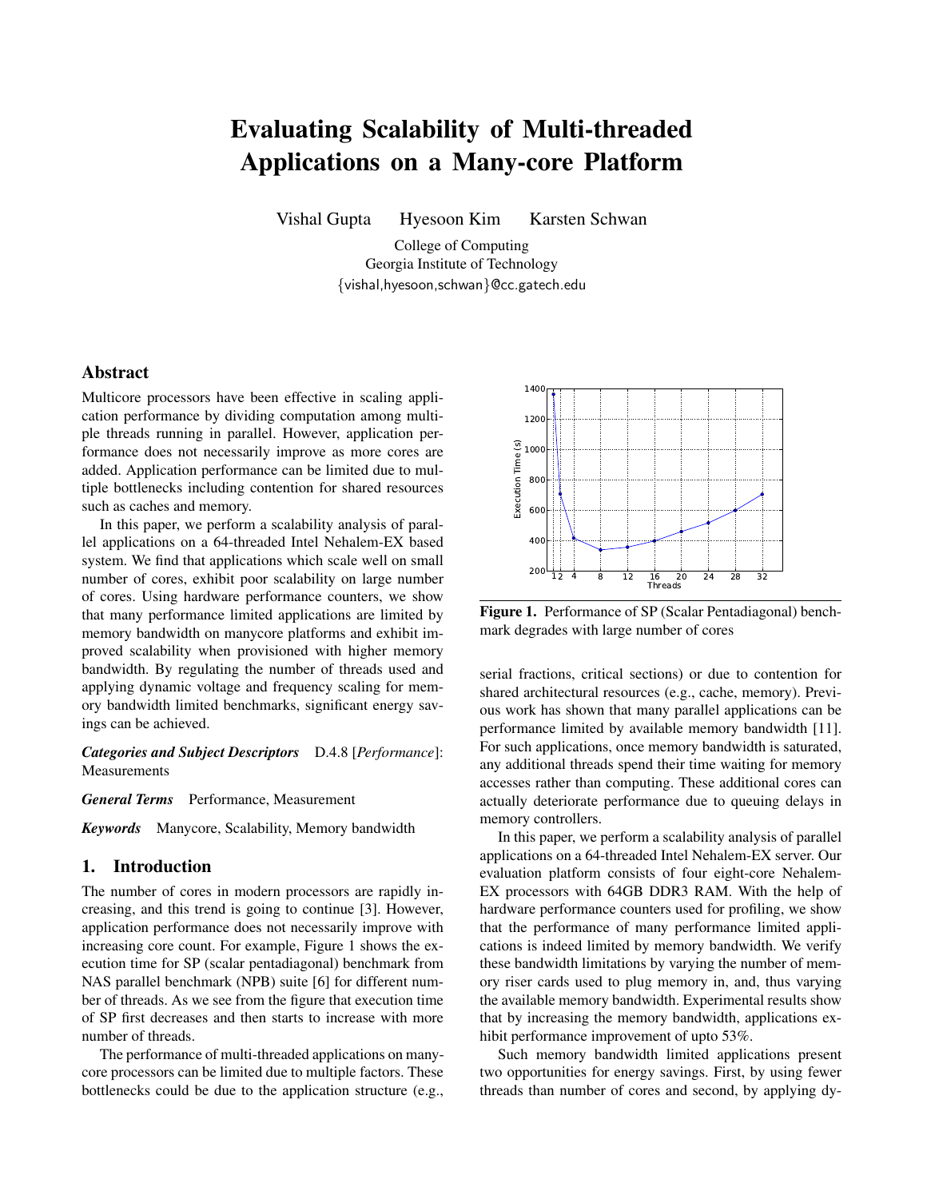# Evaluating Scalability of Multi-threaded Applications on a Many-core Platform

Vishal Gupta  Hyesoon Kim  Karsten Schwan

College of Computing
Georgia Institute of Technology
{vishal,hyesoon,schwan}@cc.gatech.edu

## Abstract

Multicore processors have been effective in scaling application performance by dividing computation among multiple threads running in parallel. However, application performance does not necessarily improve as more cores are added. Application performance can be limited due to multiple bottlenecks including contention for shared resources such as caches and memory.

In this paper, we perform a scalability analysis of parallel applications on a 64-threaded Intel Nehalem-EX based system. We find that applications which scale well on small number of cores, exhibit poor scalability on large number of cores. Using hardware performance counters, we show that many performance limited applications are limited by memory bandwidth on manycore platforms and exhibit improved scalability when provisioned with higher memory bandwidth. By regulating the number of threads used and applying dynamic voltage and frequency scaling for memory bandwidth limited benchmarks, significant energy savings can be achieved.

***Categories and Subject Descriptors*** D.4.8 [*Performance*]: Measurements

***General Terms*** Performance, Measurement

***Keywords*** Manycore, Scalability, Memory bandwidth

## 1. Introduction

The number of cores in modern processors are rapidly increasing, and this trend is going to continue [3]. However, application performance does not necessarily improve with increasing core count. For example, Figure 1 shows the execution time for SP (scalar pentadiagonal) benchmark from NAS parallel benchmark (NPB) suite [6] for different number of threads. As we see from the figure that execution time of SP first decreases and then starts to increase with more number of threads.

The performance of multi-threaded applications on many-core processors can be limited due to multiple factors. These bottlenecks could be due to the application structure (e.g., serial fractions, critical sections) or due to contention for shared architectural resources (e.g., cache, memory). Previous work has shown that many parallel applications can be performance limited by available memory bandwidth [11]. For such applications, once memory bandwidth is saturated, any additional threads spend their time waiting for memory accesses rather than computing. These additional cores can actually deteriorate performance due to queuing delays in memory controllers.

**Figure 1.** Performance of SP (Scalar Pentadiagonal) benchmark degrades with large number of cores

In this paper, we perform a scalability analysis of parallel applications on a 64-threaded Intel Nehalem-EX server. Our evaluation platform consists of four eight-core Nehalem-EX processors with 64GB DDR3 RAM. With the help of hardware performance counters used for profiling, we show that the performance of many performance limited applications is indeed limited by memory bandwidth. We verify these bandwidth limitations by varying the number of memory riser cards used to plug memory in, and, thus varying the available memory bandwidth. Experimental results show that by increasing the memory bandwidth, applications exhibit performance improvement of upto 53%.

Such memory bandwidth limited applications present two opportunities for energy savings. First, by using fewer threads than number of cores and second, by applying dy-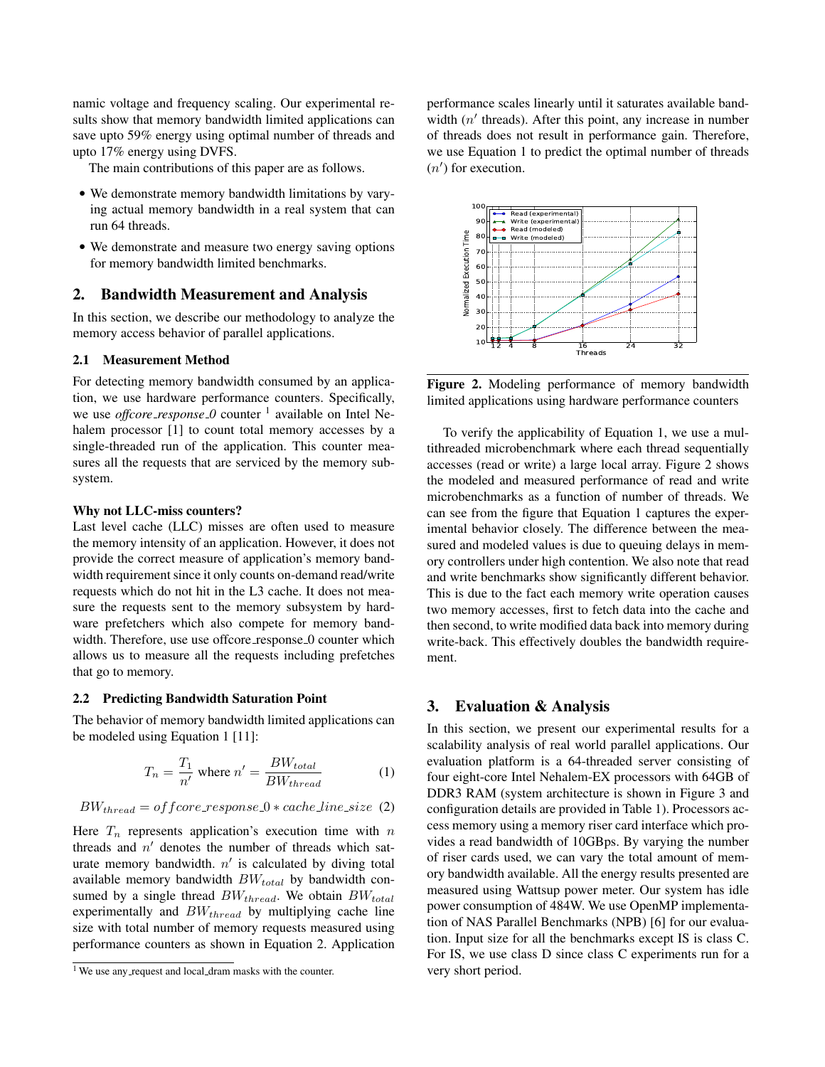namic voltage and frequency scaling. Our experimental results show that memory bandwidth limited applications can save upto 59% energy using optimal number of threads and upto 17% energy using DVFS.

The main contributions of this paper are as follows.

- We demonstrate memory bandwidth limitations by varying actual memory bandwidth in a real system that can run 64 threads.
- We demonstrate and measure two energy saving options for memory bandwidth limited benchmarks.

## 2. Bandwidth Measurement and Analysis

In this section, we describe our methodology to analyze the memory access behavior of parallel applications.

### 2.1 Measurement Method

For detecting memory bandwidth consumed by an application, we use hardware performance counters. Specifically, we use *offcore_response_0* counter [1] available on Intel Nehalem processor [1] to count total memory accesses by a single-threaded run of the application. This counter measures all the requests that are serviced by the memory subsystem.

**Why not LLC-miss counters?**
Last level cache (LLC) misses are often used to measure the memory intensity of an application. However, it does not provide the correct measure of application's memory bandwidth requirement since it only counts on-demand read/write requests which do not hit in the L3 cache. It does not measure the requests sent to the memory subsystem by hardware prefetchers which also compete for memory bandwidth. Therefore, use use offcore_response_0 counter which allows us to measure all the requests including prefetches that go to memory.

### 2.2 Predicting Bandwidth Saturation Point

The behavior of memory bandwidth limited applications can be modeled using Equation 1 [11]:

$$T_n = \frac{T_1}{n'} \text{ where } n' = \frac{BW_{total}}{BW_{thread}} \quad (1)$$

$$BW_{thread} = offcore\_response\_0 * cache\_line\_size \quad (2)$$

Here $T_n$ represents application's execution time with $n$ threads and $n'$ denotes the number of threads which saturate memory bandwidth. $n'$ is calculated by diving total available memory bandwidth $BW_{total}$ by bandwidth consumed by a single thread $BW_{thread}$. We obtain $BW_{total}$ experimentally and $BW_{thread}$ by multiplying cache line size with total number of memory requests measured using performance counters as shown in Equation 2. Application performance scales linearly until it saturates available bandwidth ($n'$ threads). After this point, any increase in number of threads does not result in performance gain. Therefore, we use Equation 1 to predict the optimal number of threads ($n'$) for execution.

**Figure 2.** Modeling performance of memory bandwidth limited applications using hardware performance counters

To verify the applicability of Equation 1, we use a multithreaded microbenchmark where each thread sequentially accesses (read or write) a large local array. Figure 2 shows the modeled and measured performance of read and write microbenchmarks as a function of number of threads. We can see from the figure that Equation 1 captures the experimental behavior closely. The difference between the measured and modeled values is due to queuing delays in memory controllers under high contention. We also note that read and write benchmarks show significantly different behavior. This is due to the fact each memory write operation causes two memory accesses, first to fetch data into the cache and then second, to write modified data back into memory during write-back. This effectively doubles the bandwidth requirement.

## 3. Evaluation & Analysis

In this section, we present our experimental results for a scalability analysis of real world parallel applications. Our evaluation platform is a 64-threaded server consisting of four eight-core Intel Nehalem-EX processors with 64GB of DDR3 RAM (system architecture is shown in Figure 3 and configuration details are provided in Table 1). Processors access memory using a memory riser card interface which provides a read bandwidth of 10GBps. By varying the number of riser cards used, we can vary the total amount of memory bandwidth available. All the energy results presented are measured using Wattsup power meter. Our system has idle power consumption of 484W. We use OpenMP implementation of NAS Parallel Benchmarks (NPB) [6] for our evaluation. Input size for all the benchmarks except IS is class C. For IS, we use class D since class C experiments run for a very short period.

[1] We use any_request and local_dram masks with the counter.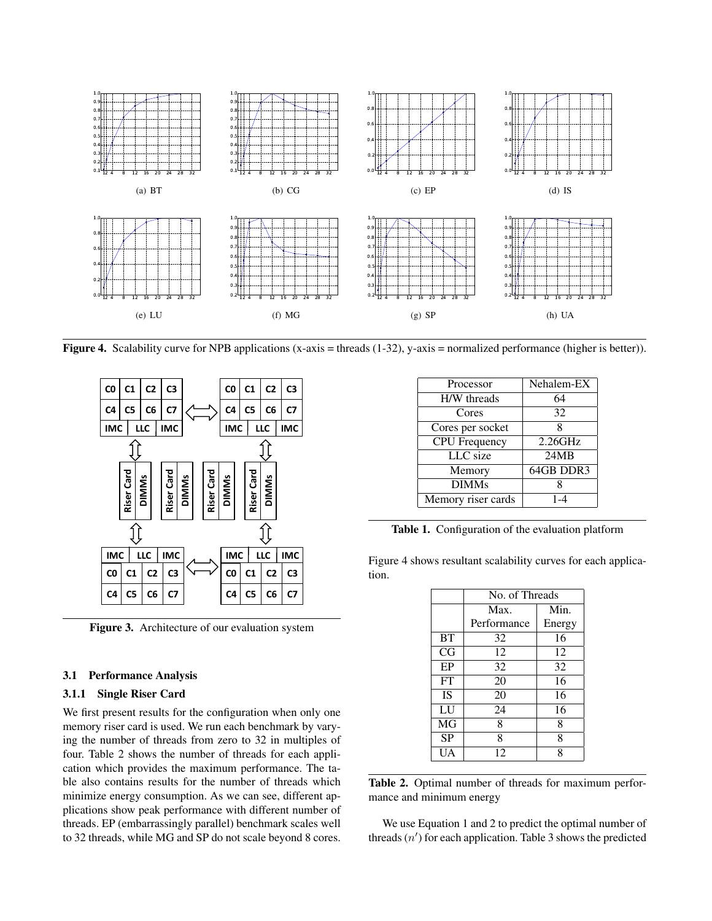(a) BT

(b) CG

(c) EP

(d) IS

(e) LU

(f) MG

(g) SP

(h) UA

**Figure 4.** Scalability curve for NPB applications (x-axis = threads (1-32), y-axis = normalized performance (higher is better)).

**Figure 3.** Architecture of our evaluation system

### 3.1 Performance Analysis

#### 3.1.1 Single Riser Card

We first present results for the configuration when only one memory riser card is used. We run each benchmark by varying the number of threads from zero to 32 in multiples of four. Table 2 shows the number of threads for each application which provides the maximum performance. The table also contains results for the number of threads which minimize energy consumption. As we can see, different applications show peak performance with different number of threads. EP (embarrassingly parallel) benchmark scales well to 32 threads, while MG and SP do not scale beyond 8 cores.

| Processor | Nehalem-EX |
|---|---|
| H/W threads | 64 |
| Cores | 32 |
| Cores per socket | 8 |
| CPU Frequency | 2.26GHz |
| LLC size | 24MB |
| Memory | 64GB DDR3 |
| DIMMs | 8 |
| Memory riser cards | 1-4 |

**Table 1.** Configuration of the evaluation platform

Figure 4 shows resultant scalability curves for each application.

| | No. of Threads | |
|---|---|---|
| | Max. Performance | Min. Energy |
| BT | 32 | 16 |
| CG | 12 | 12 |
| EP | 32 | 32 |
| FT | 20 | 16 |
| IS | 20 | 16 |
| LU | 24 | 16 |
| MG | 8 | 8 |
| SP | 8 | 8 |
| UA | 12 | 8 |

**Table 2.** Optimal number of threads for maximum performance and minimum energy

We use Equation 1 and 2 to predict the optimal number of threads ($n'$) for each application. Table 3 shows the predicted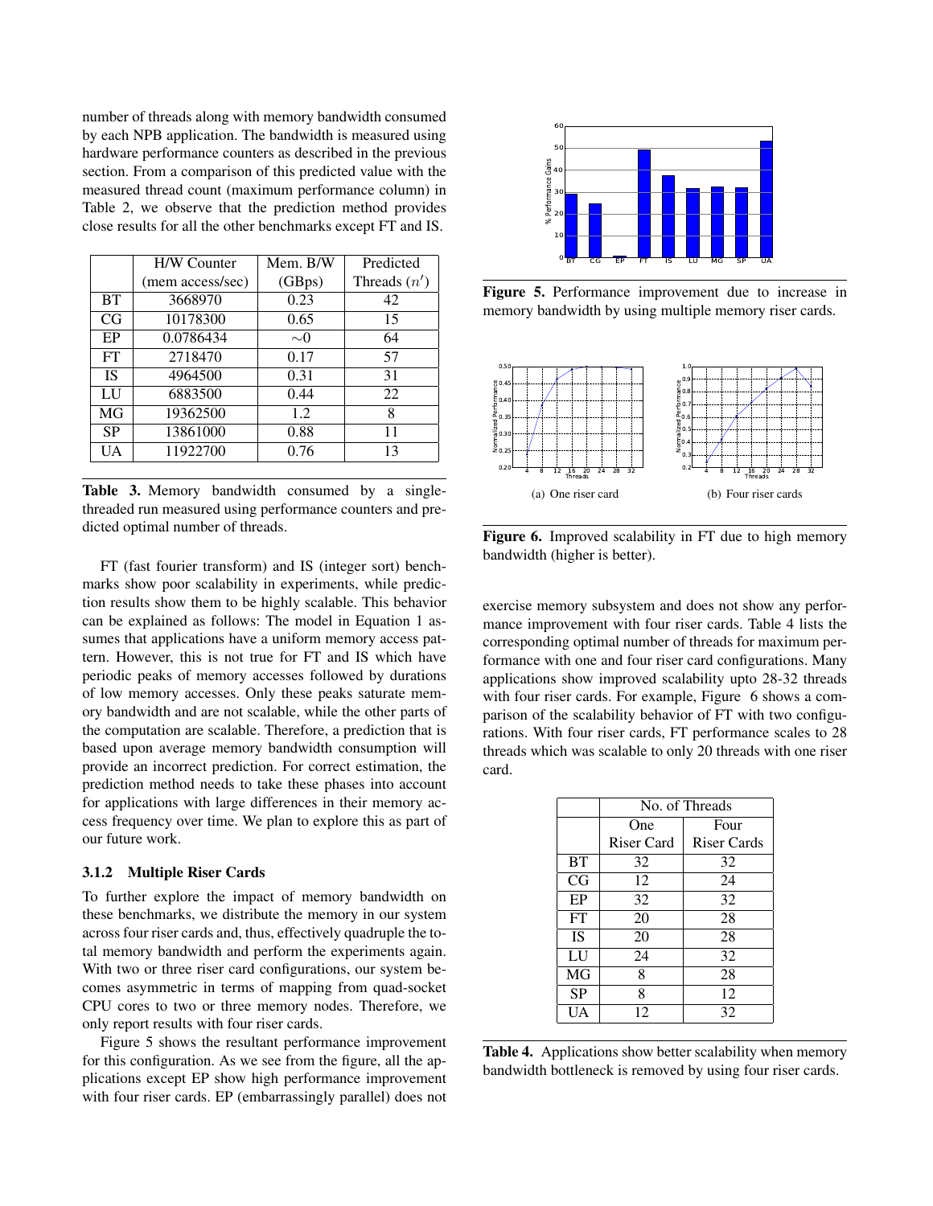number of threads along with memory bandwidth consumed by each NPB application. The bandwidth is measured using hardware performance counters as described in the previous section. From a comparison of this predicted value with the measured thread count (maximum performance column) in Table 2, we observe that the prediction method provides close results for all the other benchmarks except FT and IS.

| | H/W Counter (mem access/sec) | Mem. B/W (GBps) | Predicted Threads ($n'$) |
|---|---|---|---|
| BT | 3668970 | 0.23 | 42 |
| CG | 10178300 | 0.65 | 15 |
| EP | 0.0786434 | ∼0 | 64 |
| FT | 2718470 | 0.17 | 57 |
| IS | 4964500 | 0.31 | 31 |
| LU | 6883500 | 0.44 | 22 |
| MG | 19362500 | 1.2 | 8 |
| SP | 13861000 | 0.88 | 11 |
| UA | 11922700 | 0.76 | 13 |

**Table 3.** Memory bandwidth consumed by a single-threaded run measured using performance counters and predicted optimal number of threads.

FT (fast fourier transform) and IS (integer sort) benchmarks show poor scalability in experiments, while prediction results show them to be highly scalable. This behavior can be explained as follows: The model in Equation 1 assumes that applications have a uniform memory access pattern. However, this is not true for FT and IS which have periodic peaks of memory accesses followed by durations of low memory accesses. Only these peaks saturate memory bandwidth and are not scalable, while the other parts of the computation are scalable. Therefore, a prediction that is based upon average memory bandwidth consumption will provide an incorrect prediction. For correct estimation, the prediction method needs to take these phases into account for applications with large differences in their memory access frequency over time. We plan to explore this as part of our future work.

### 3.1.2 Multiple Riser Cards

To further explore the impact of memory bandwidth on these benchmarks, we distribute the memory in our system across four riser cards and, thus, effectively quadruple the total memory bandwidth and perform the experiments again. With two or three riser card configurations, our system becomes asymmetric in terms of mapping from quad-socket CPU cores to two or three memory nodes. Therefore, we only report results with four riser cards.

Figure 5 shows the resultant performance improvement for this configuration. As we see from the figure, all the applications except EP show high performance improvement with four riser cards. EP (embarrassingly parallel) does not exercise memory subsystem and does not show any performance improvement with four riser cards. Table 4 lists the corresponding optimal number of threads for maximum performance with one and four riser card configurations. Many applications show improved scalability upto 28-32 threads with four riser cards. For example, Figure 6 shows a comparison of the scalability behavior of FT with two configurations. With four riser cards, FT performance scales to 28 threads which was scalable to only 20 threads with one riser card.

**Figure 5.** Performance improvement due to increase in memory bandwidth by using multiple memory riser cards.

(a) One riser card

(b) Four riser cards

**Figure 6.** Improved scalability in FT due to high memory bandwidth (higher is better).

| | No. of Threads | |
|---|---|---|
| | One Riser Card | Four Riser Cards |
| BT | 32 | 32 |
| CG | 12 | 24 |
| EP | 32 | 32 |
| FT | 20 | 28 |
| IS | 20 | 28 |
| LU | 24 | 32 |
| MG | 8 | 28 |
| SP | 8 | 12 |
| UA | 12 | 32 |

**Table 4.** Applications show better scalability when memory bandwidth bottleneck is removed by using four riser cards.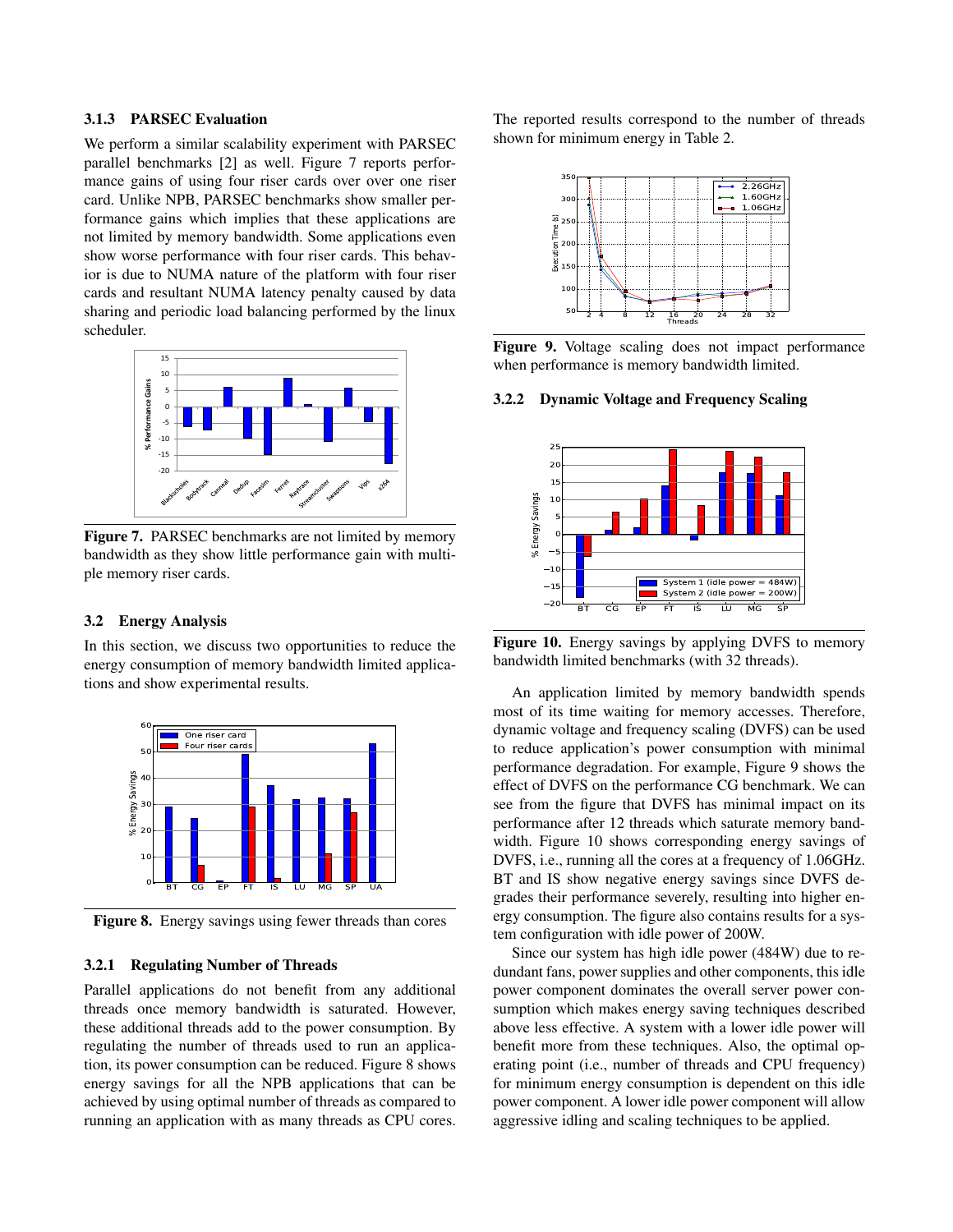### 3.1.3 PARSEC Evaluation

We perform a similar scalability experiment with PARSEC parallel benchmarks [2] as well. Figure 7 reports performance gains of using four riser cards over over one riser card. Unlike NPB, PARSEC benchmarks show smaller performance gains which implies that these applications are not limited by memory bandwidth. Some applications even show worse performance with four riser cards. This behavior is due to NUMA nature of the platform with four riser cards and resultant NUMA latency penalty caused by data sharing and periodic load balancing performed by the linux scheduler.

**Figure 7.** PARSEC benchmarks are not limited by memory bandwidth as they show little performance gain with multiple memory riser cards.

## 3.2 Energy Analysis

In this section, we discuss two opportunities to reduce the energy consumption of memory bandwidth limited applications and show experimental results.

**Figure 8.** Energy savings using fewer threads than cores

### 3.2.1 Regulating Number of Threads

Parallel applications do not benefit from any additional threads once memory bandwidth is saturated. However, these additional threads add to the power consumption. By regulating the number of threads used to run an application, its power consumption can be reduced. Figure 8 shows energy savings for all the NPB applications that can be achieved by using optimal number of threads as compared to running an application with as many threads as CPU cores. The reported results correspond to the number of threads shown for minimum energy in Table 2.

**Figure 9.** Voltage scaling does not impact performance when performance is memory bandwidth limited.

### 3.2.2 Dynamic Voltage and Frequency Scaling

**Figure 10.** Energy savings by applying DVFS to memory bandwidth limited benchmarks (with 32 threads).

An application limited by memory bandwidth spends most of its time waiting for memory accesses. Therefore, dynamic voltage and frequency scaling (DVFS) can be used to reduce application's power consumption with minimal performance degradation. For example, Figure 9 shows the effect of DVFS on the performance CG benchmark. We can see from the figure that DVFS has minimal impact on its performance after 12 threads which saturate memory bandwidth. Figure 10 shows corresponding energy savings of DVFS, i.e., running all the cores at a frequency of 1.06GHz. BT and IS show negative energy savings since DVFS degrades their performance severely, resulting into higher energy consumption. The figure also contains results for a system configuration with idle power of 200W.

Since our system has high idle power (484W) due to redundant fans, power supplies and other components, this idle power component dominates the overall server power consumption which makes energy saving techniques described above less effective. A system with a lower idle power will benefit more from these techniques. Also, the optimal operating point (i.e., number of threads and CPU frequency) for minimum energy consumption is dependent on this idle power component. A lower idle power component will allow aggressive idling and scaling techniques to be applied.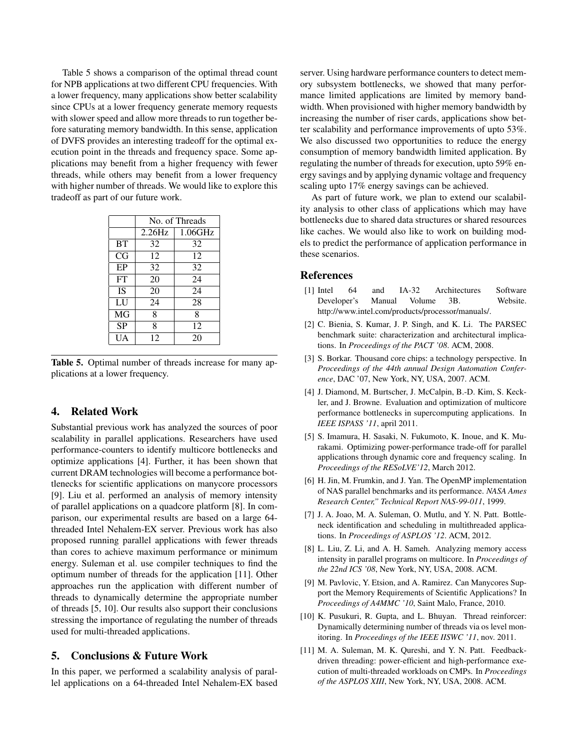Table 5 shows a comparison of the optimal thread count for NPB applications at two different CPU frequencies. With a lower frequency, many applications show better scalability since CPUs at a lower frequency generate memory requests with slower speed and allow more threads to run together before saturating memory bandwidth. In this sense, application of DVFS provides an interesting tradeoff for the optimal execution point in the threads and frequency space. Some applications may benefit from a higher frequency with fewer threads, while others may benefit from a lower frequency with higher number of threads. We would like to explore this tradeoff as part of our future work.

| | No. of Threads | |
|---|---|---|
| | 2.26Hz | 1.06GHz |
| BT | 32 | 32 |
| CG | 12 | 12 |
| EP | 32 | 32 |
| FT | 20 | 24 |
| IS | 20 | 24 |
| LU | 24 | 28 |
| MG | 8 | 8 |
| SP | 8 | 12 |
| UA | 12 | 20 |

**Table 5.** Optimal number of threads increase for many applications at a lower frequency.

## 4. Related Work

Substantial previous work has analyzed the sources of poor scalability in parallel applications. Researchers have used performance-counters to identify multicore bottlenecks and optimize applications [4]. Further, it has been shown that current DRAM technologies will become a performance bottlenecks for scientific applications on manycore processors [9]. Liu et al. performed an analysis of memory intensity of parallel applications on a quadcore platform [8]. In comparison, our experimental results are based on a large 64-threaded Intel Nehalem-EX server. Previous work has also proposed running parallel applications with fewer threads than cores to achieve maximum performance or minimum energy. Suleman et al. use compiler techniques to find the optimum number of threads for the application [11]. Other approaches run the application with different number of threads to dynamically determine the appropriate number of threads [5, 10]. Our results also support their conclusions stressing the importance of regulating the number of threads used for multi-threaded applications.

## 5. Conclusions & Future Work

In this paper, we performed a scalability analysis of parallel applications on a 64-threaded Intel Nehalem-EX based server. Using hardware performance counters to detect memory subsystem bottlenecks, we showed that many performance limited applications are limited by memory bandwidth. When provisioned with higher memory bandwidth by increasing the number of riser cards, applications show better scalability and performance improvements of upto 53%. We also discussed two opportunities to reduce the energy consumption of memory bandwidth limited application. By regulating the number of threads for execution, upto 59% energy savings and by applying dynamic voltage and frequency scaling upto 17% energy savings can be achieved.

As part of future work, we plan to extend our scalability analysis to other class of applications which may have bottlenecks due to shared data structures or shared resources like caches. We would also like to work on building models to predict the performance of application performance in these scenarios.

## References

[1] Intel 64 and IA-32 Architectures Software Developer's Manual Volume 3B. Website. http://www.intel.com/products/processor/manuals/.

[2] C. Bienia, S. Kumar, J. P. Singh, and K. Li. The PARSEC benchmark suite: characterization and architectural implications. In *Proceedings of the PACT '08*. ACM, 2008.

[3] S. Borkar. Thousand core chips: a technology perspective. In *Proceedings of the 44th annual Design Automation Conference*, DAC '07, New York, NY, USA, 2007. ACM.

[4] J. Diamond, M. Burtscher, J. McCalpin, B.-D. Kim, S. Keckler, and J. Browne. Evaluation and optimization of multicore performance bottlenecks in supercomputing applications. In *IEEE ISPASS '11*, april 2011.

[5] S. Imamura, H. Sasaki, N. Fukumoto, K. Inoue, and K. Murakami. Optimizing power-performance trade-off for parallel applications through dynamic core and frequency scaling. In *Proceedings of the RESoLVE'12*, March 2012.

[6] H. Jin, M. Frumkin, and J. Yan. The OpenMP implementation of NAS parallel benchmarks and its performance. *NASA Ames Research Center," Technical Report NAS-99-011*, 1999.

[7] J. A. Joao, M. A. Suleman, O. Mutlu, and Y. N. Patt. Bottleneck identification and scheduling in multithreaded applications. In *Proceedings of ASPLOS '12*. ACM, 2012.

[8] L. Liu, Z. Li, and A. H. Sameh. Analyzing memory access intensity in parallel programs on multicore. In *Proceedings of the 22nd ICS '08*, New York, NY, USA, 2008. ACM.

[9] M. Pavlovic, Y. Etsion, and A. Ramirez. Can Manycores Support the Memory Requirements of Scientific Applications? In *Proceedings of A4MMC '10*, Saint Malo, France, 2010.

[10] K. Pusukuri, R. Gupta, and L. Bhuyan. Thread reinforcer: Dynamically determining number of threads via os level monitoring. In *Proceedings of the IEEE IISWC '11*, nov. 2011.

[11] M. A. Suleman, M. K. Qureshi, and Y. N. Patt. Feedback-driven threading: power-efficient and high-performance execution of multi-threaded workloads on CMPs. In *Proceedings of the ASPLOS XIII*, New York, NY, USA, 2008. ACM.